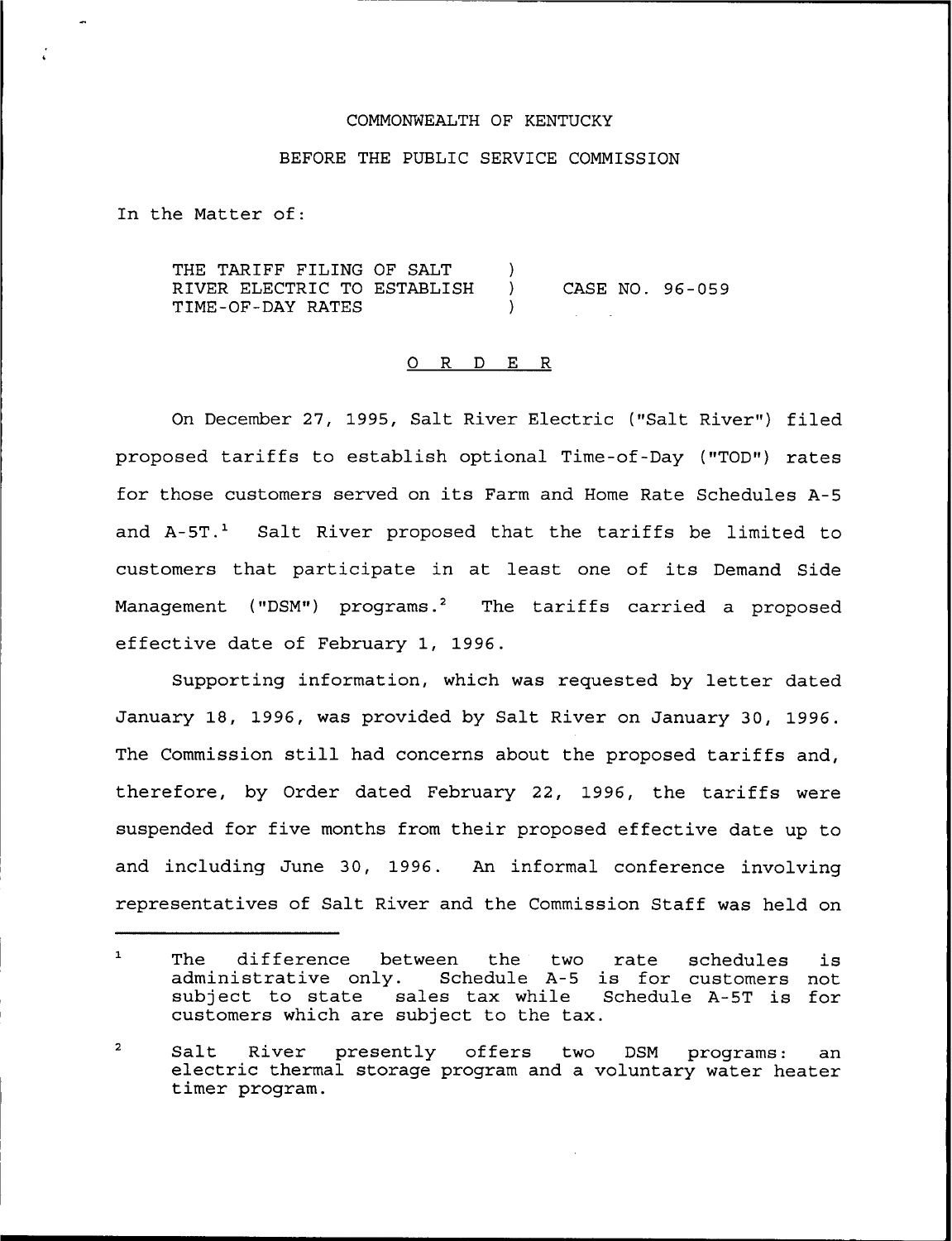COMMONWEALTH OF KENTUCKY

BEFORE THE PUBLIC SERVICE COMMISSION

In the Matter of:

THE TARIFF FILING OF SALT RIVER ELECTRIC TO ESTABLISH TIME-OF-DAY RATES ) CASE NO. 96-059

O R D E R

On December 27, 1995, Salt River Electric ("Salt River") filed proposed tariffs to establish optional Time-of-Day ("TOD") rates for those customers served on its Farm and Home Rate Schedules A-5 and A-5T.[1] Salt River proposed that the tariffs be limited to customers that participate in at least one of its Demand Side Management ("DSM") programs.[2] The tariffs carried a proposed effective date of February 1, 1996.

Supporting information, which was requested by letter dated January 18, 1996, was provided by Salt River on January 30, 1996. The Commission still had concerns about the proposed tariffs and, therefore, by Order dated February 22, 1996, the tariffs were suspended for five months from their proposed effective date up to and including June 30, 1996. An informal conference involving representatives of Salt River and the Commission Staff was held on

[1] The difference between the two rate schedules is administrative only. Schedule A-5 is for customers not subject to state sales tax while Schedule A-5T is for customers which are subject to the tax.

[2] Salt River presently offers two DSM programs: an electric thermal storage program and a voluntary water heater timer program.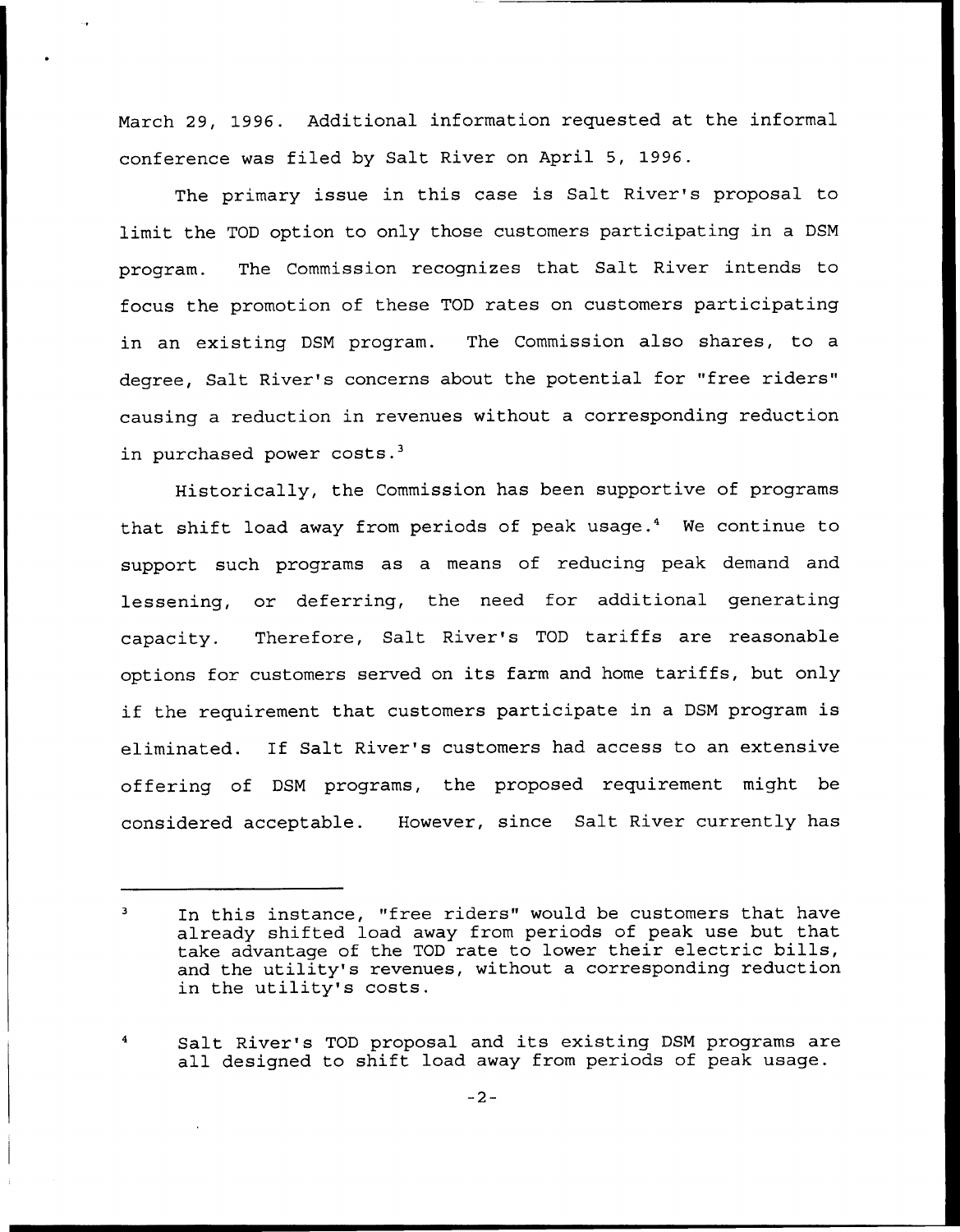March 29, 1996. Additional information requested at the informal conference was filed by Salt River on April 5, 1996.

The primary issue in this case is Salt River's proposal to limit the TOD option to only those customers participating in a DSM program. The Commission recognizes that Salt River intends to focus the promotion of these TOD rates on customers participating in an existing DSM program. The Commission also shares, to a degree, Salt River's concerns about the potential for "free riders" causing a reduction in revenues without a corresponding reduction in purchased power costs.[3]

Historically, the Commission has been supportive of programs that shift load away from periods of peak usage.[4] We continue to support such programs as a means of reducing peak demand and lessening, or deferring, the need for additional generating capacity. Therefore, Salt River's TOD tariffs are reasonable options for customers served on its farm and home tariffs, but only if the requirement that customers participate in a DSM program is eliminated. If Salt River's customers had access to an extensive offering of DSM programs, the proposed requirement might be considered acceptable. However, since Salt River currently has

---

[3] In this instance, "free riders" would be customers that have already shifted load away from periods of peak use but that take advantage of the TOD rate to lower their electric bills, and the utility's revenues, without a corresponding reduction in the utility's costs.

[4] Salt River's TOD proposal and its existing DSM programs are all designed to shift load away from periods of peak usage.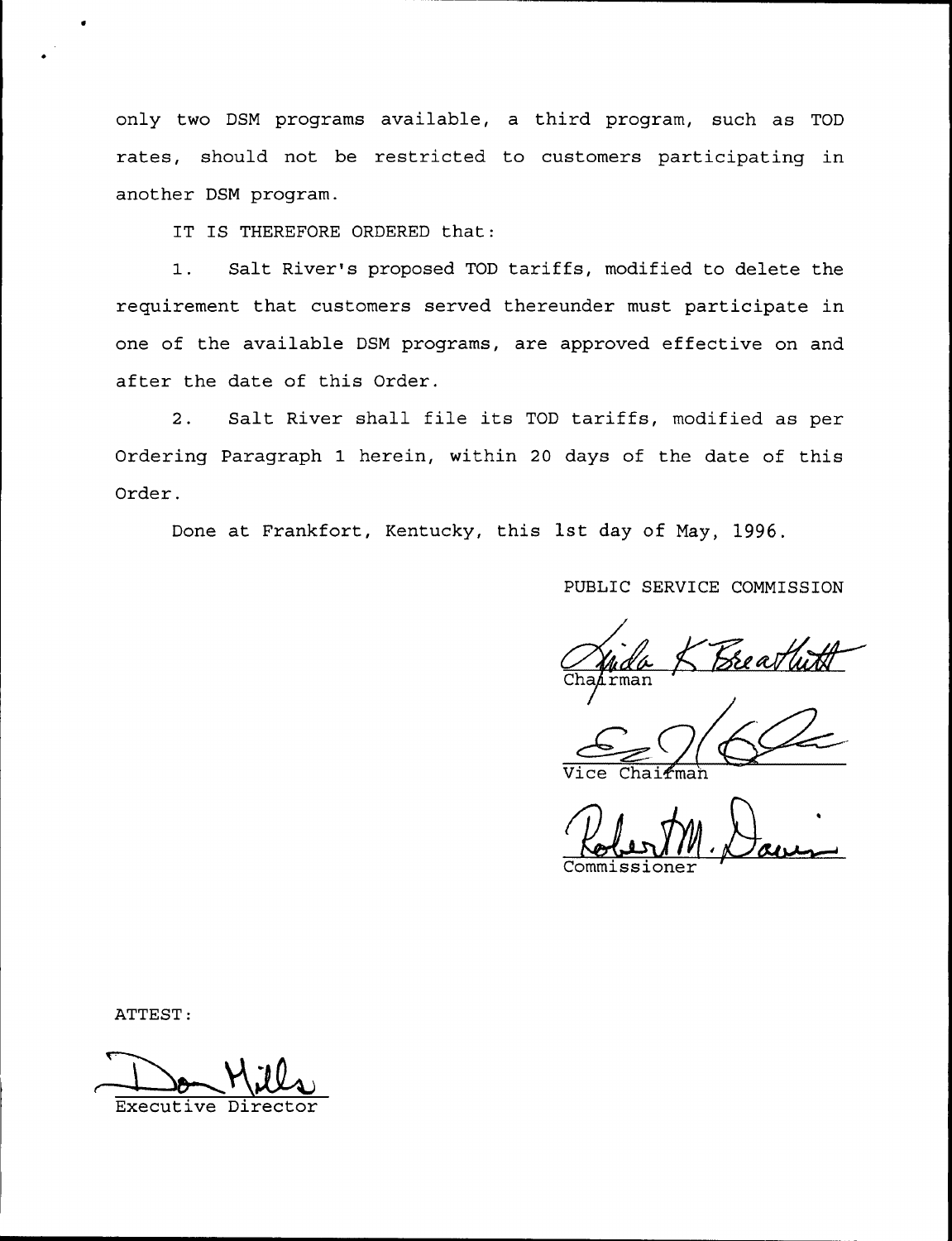only two DSM programs available, a third program, such as TOD rates, should not be restricted to customers participating in another DSM program.

IT IS THEREFORE ORDERED that:

1. Salt River's proposed TOD tariffs, modified to delete the requirement that customers served thereunder must participate in one of the available DSM programs, are approved effective on and after the date of this Order.

2. Salt River shall file its TOD tariffs, modified as per Ordering Paragraph 1 herein, within 20 days of the date of this Order.

Done at Frankfort, Kentucky, this 1st day of May, 1996.

PUBLIC SERVICE COMMISSION

Chairman

Vice Chairman

Commissioner

ATTEST:

Executive Director